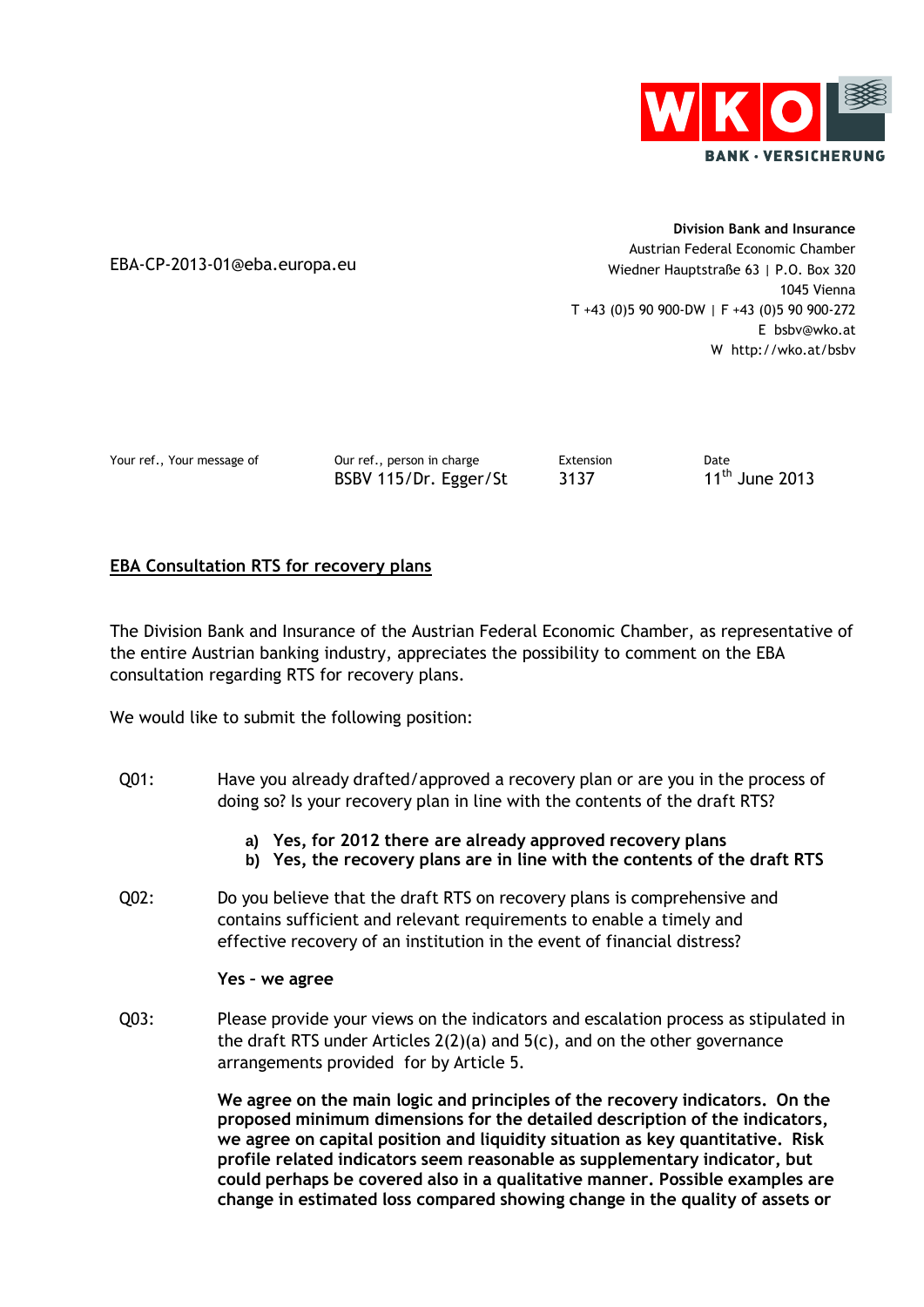EBA-CP-2013-01@eba.europa.eu

**Division Bank and Insurance**
Austrian Federal Economic Chamber
Wiedner Hauptstraße 63 | P.O. Box 320
1045 Vienna
T +43 (0)5 90 900-DW | F +43 (0)5 90 900-272
E bsbv@wko.at
W http://wko.at/bsbv

| Your ref., Your message of | Our ref., person in charge | Extension | Date |
|---|---|---|---|
| | BSBV 115/Dr. Egger/St | 3137 | 11th June 2013 |

**EBA Consultation RTS for recovery plans**

The Division Bank and Insurance of the Austrian Federal Economic Chamber, as representative of the entire Austrian banking industry, appreciates the possibility to comment on the EBA consultation regarding RTS for recovery plans.

We would like to submit the following position:

Q01: Have you already drafted/approved a recovery plan or are you in the process of doing so? Is your recovery plan in line with the contents of the draft RTS?

**a) Yes, for 2012 there are already approved recovery plans**
**b) Yes, the recovery plans are in line with the contents of the draft RTS**

Q02: Do you believe that the draft RTS on recovery plans is comprehensive and contains sufficient and relevant requirements to enable a timely and effective recovery of an institution in the event of financial distress?

**Yes – we agree**

Q03: Please provide your views on the indicators and escalation process as stipulated in the draft RTS under Articles 2(2)(a) and 5(c), and on the other governance arrangements provided for by Article 5.

**We agree on the main logic and principles of the recovery indicators. On the proposed minimum dimensions for the detailed description of the indicators, we agree on capital position and liquidity situation as key quantitative. Risk profile related indicators seem reasonable as supplementary indicator, but could perhaps be covered also in a qualitative manner. Possible examples are change in estimated loss compared showing change in the quality of assets or**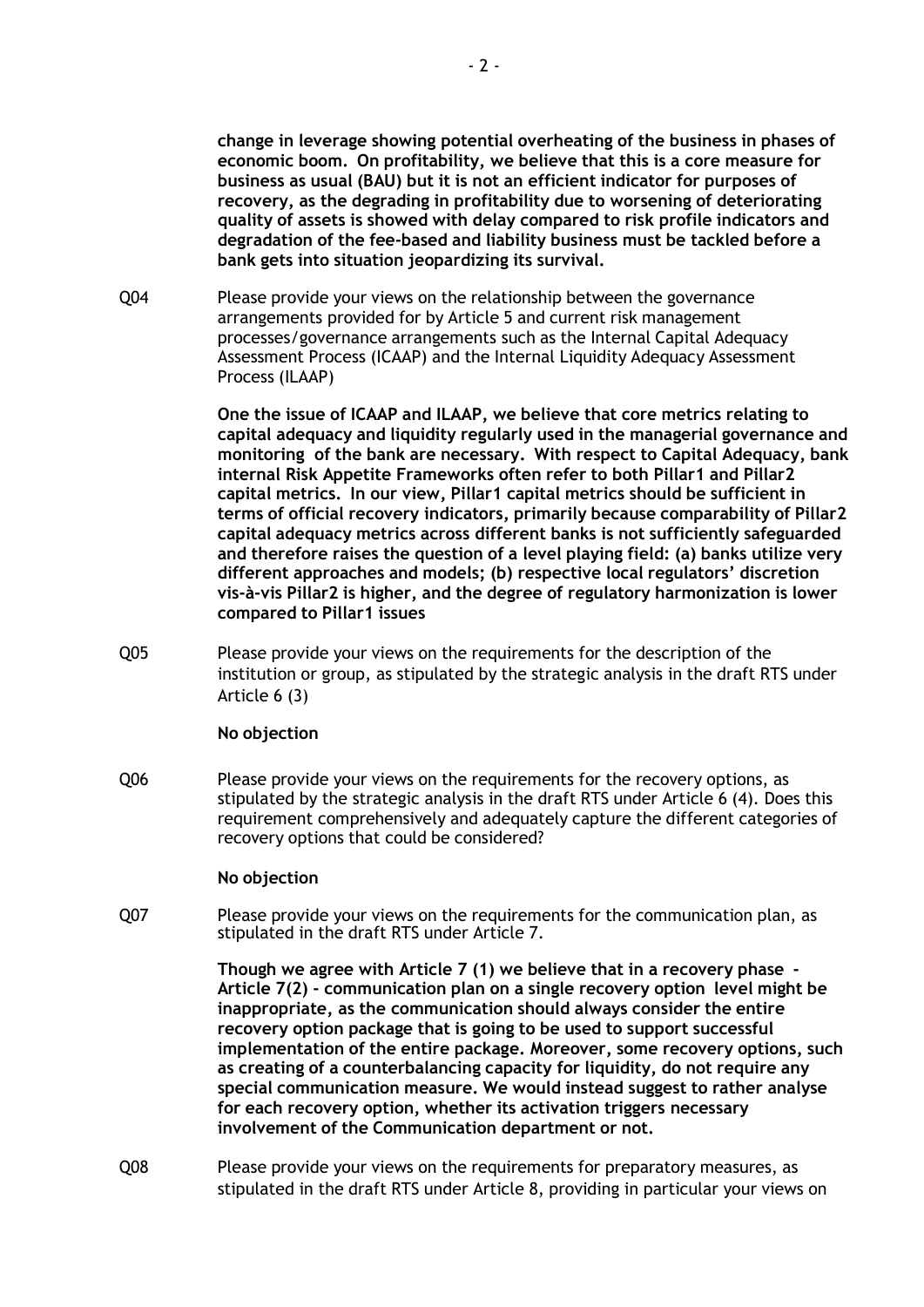**change in leverage showing potential overheating of the business in phases of economic boom. On profitability, we believe that this is a core measure for business as usual (BAU) but it is not an efficient indicator for purposes of recovery, as the degrading in profitability due to worsening of deteriorating quality of assets is showed with delay compared to risk profile indicators and degradation of the fee-based and liability business must be tackled before a bank gets into situation jeopardizing its survival.**

Q04 Please provide your views on the relationship between the governance arrangements provided for by Article 5 and current risk management processes/governance arrangements such as the Internal Capital Adequacy Assessment Process (ICAAP) and the Internal Liquidity Adequacy Assessment Process (ILAAP)

**One the issue of ICAAP and ILAAP, we believe that core metrics relating to capital adequacy and liquidity regularly used in the managerial governance and monitoring of the bank are necessary. With respect to Capital Adequacy, bank internal Risk Appetite Frameworks often refer to both Pillar1 and Pillar2 capital metrics. In our view, Pillar1 capital metrics should be sufficient in terms of official recovery indicators, primarily because comparability of Pillar2 capital adequacy metrics across different banks is not sufficiently safeguarded and therefore raises the question of a level playing field: (a) banks utilize very different approaches and models; (b) respective local regulators' discretion vis-à-vis Pillar2 is higher, and the degree of regulatory harmonization is lower compared to Pillar1 issues**

Q05 Please provide your views on the requirements for the description of the institution or group, as stipulated by the strategic analysis in the draft RTS under Article 6 (3)

**No objection**

Q06 Please provide your views on the requirements for the recovery options, as stipulated by the strategic analysis in the draft RTS under Article 6 (4). Does this requirement comprehensively and adequately capture the different categories of recovery options that could be considered?

**No objection**

Q07 Please provide your views on the requirements for the communication plan, as stipulated in the draft RTS under Article 7.

**Though we agree with Article 7 (1) we believe that in a recovery phase - Article 7(2) - communication plan on a single recovery option level might be inappropriate, as the communication should always consider the entire recovery option package that is going to be used to support successful implementation of the entire package. Moreover, some recovery options, such as creating of a counterbalancing capacity for liquidity, do not require any special communication measure. We would instead suggest to rather analyse for each recovery option, whether its activation triggers necessary involvement of the Communication department or not.**

Q08 Please provide your views on the requirements for preparatory measures, as stipulated in the draft RTS under Article 8, providing in particular your views on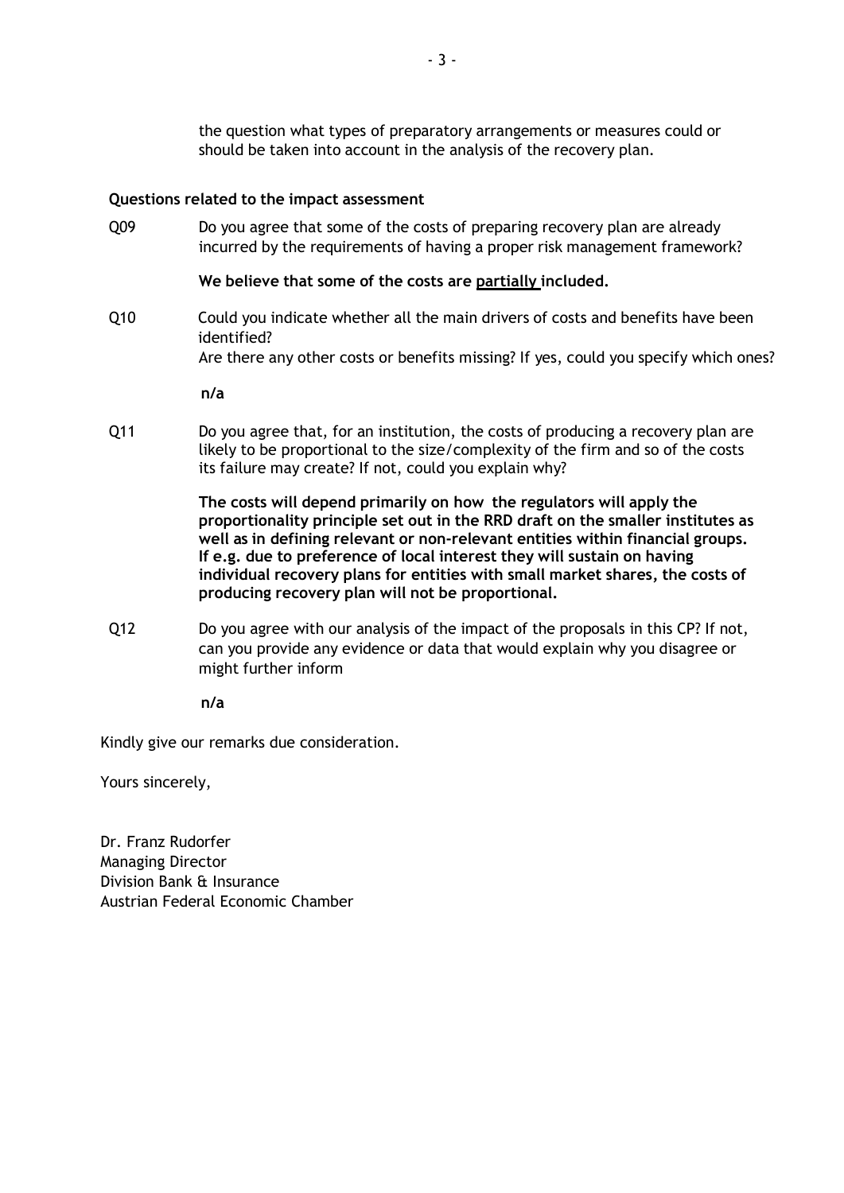the question what types of preparatory arrangements or measures could or should be taken into account in the analysis of the recovery plan.

**Questions related to the impact assessment**

Q09 Do you agree that some of the costs of preparing recovery plan are already incurred by the requirements of having a proper risk management framework?

**We believe that some of the costs are <u>partially</u> included.**

Q10 Could you indicate whether all the main drivers of costs and benefits have been identified?
Are there any other costs or benefits missing? If yes, could you specify which ones?

**n/a**

Q11 Do you agree that, for an institution, the costs of producing a recovery plan are likely to be proportional to the size/complexity of the firm and so of the costs its failure may create? If not, could you explain why?

**The costs will depend primarily on how the regulators will apply the proportionality principle set out in the RRD draft on the smaller institutes as well as in defining relevant or non-relevant entities within financial groups. If e.g. due to preference of local interest they will sustain on having individual recovery plans for entities with small market shares, the costs of producing recovery plan will not be proportional.**

Q12 Do you agree with our analysis of the impact of the proposals in this CP? If not, can you provide any evidence or data that would explain why you disagree or might further inform

**n/a**

Kindly give our remarks due consideration.

Yours sincerely,

Dr. Franz Rudorfer
Managing Director
Division Bank & Insurance
Austrian Federal Economic Chamber